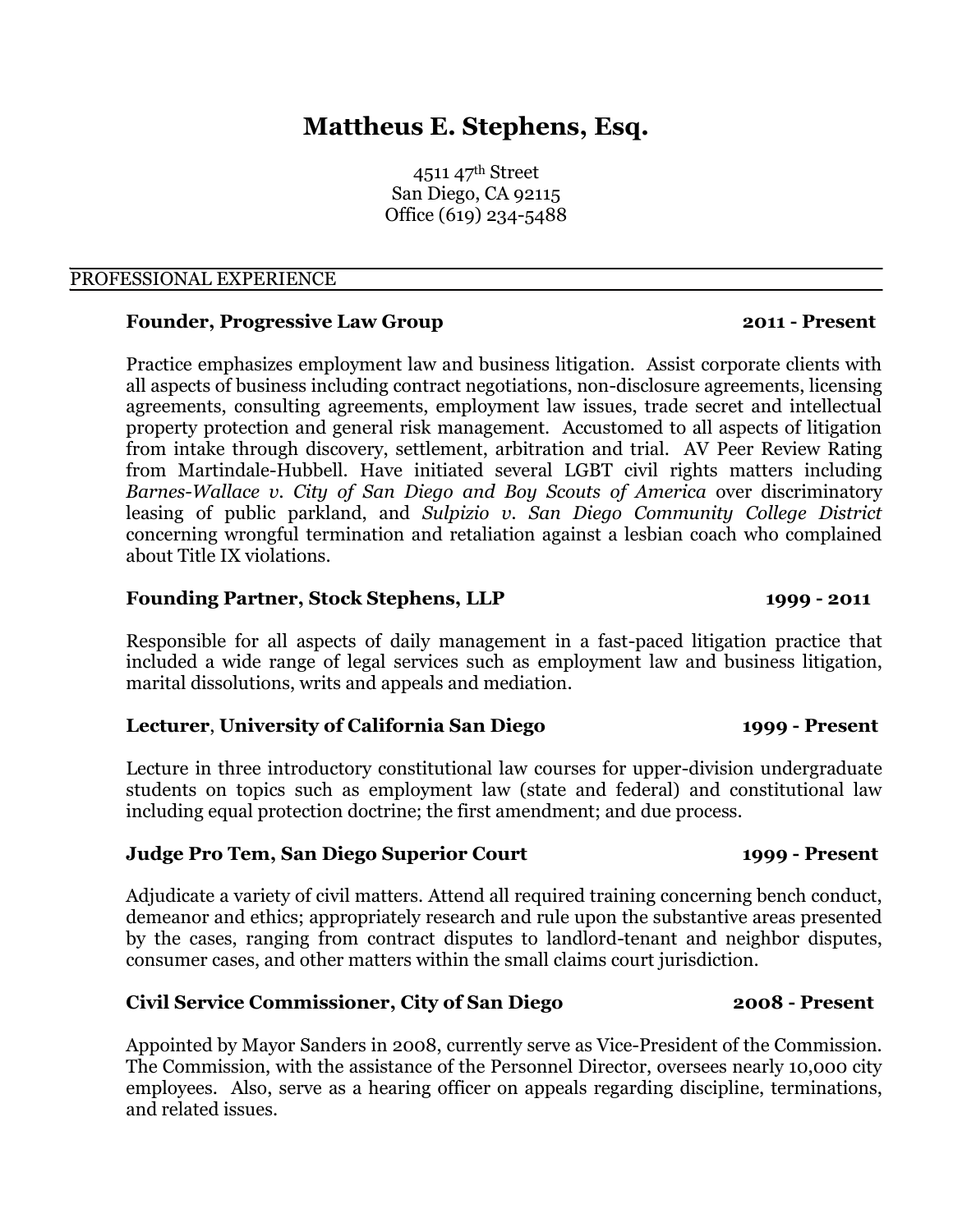# Mattheus E. Stephens, Esq.

4511 47th Street
San Diego, CA 92115
Office (619) 234-5488

## PROFESSIONAL EXPERIENCE

**Founder, Progressive Law Group** **2011 - Present**

Practice emphasizes employment law and business litigation. Assist corporate clients with all aspects of business including contract negotiations, non-disclosure agreements, licensing agreements, consulting agreements, employment law issues, trade secret and intellectual property protection and general risk management. Accustomed to all aspects of litigation from intake through discovery, settlement, arbitration and trial. AV Peer Review Rating from Martindale-Hubbell. Have initiated several LGBT civil rights matters including *Barnes-Wallace v. City of San Diego and Boy Scouts of America* over discriminatory leasing of public parkland, and *Sulpizio v. San Diego Community College District* concerning wrongful termination and retaliation against a lesbian coach who complained about Title IX violations.

**Founding Partner, Stock Stephens, LLP** **1999 - 2011**

Responsible for all aspects of daily management in a fast-paced litigation practice that included a wide range of legal services such as employment law and business litigation, marital dissolutions, writs and appeals and mediation.

**Lecturer**, **University of California San Diego** **1999 - Present**

Lecture in three introductory constitutional law courses for upper-division undergraduate students on topics such as employment law (state and federal) and constitutional law including equal protection doctrine; the first amendment; and due process.

**Judge Pro Tem, San Diego Superior Court** **1999 - Present**

Adjudicate a variety of civil matters. Attend all required training concerning bench conduct, demeanor and ethics; appropriately research and rule upon the substantive areas presented by the cases, ranging from contract disputes to landlord-tenant and neighbor disputes, consumer cases, and other matters within the small claims court jurisdiction.

**Civil Service Commissioner, City of San Diego** **2008 - Present**

Appointed by Mayor Sanders in 2008, currently serve as Vice-President of the Commission. The Commission, with the assistance of the Personnel Director, oversees nearly 10,000 city employees. Also, serve as a hearing officer on appeals regarding discipline, terminations, and related issues.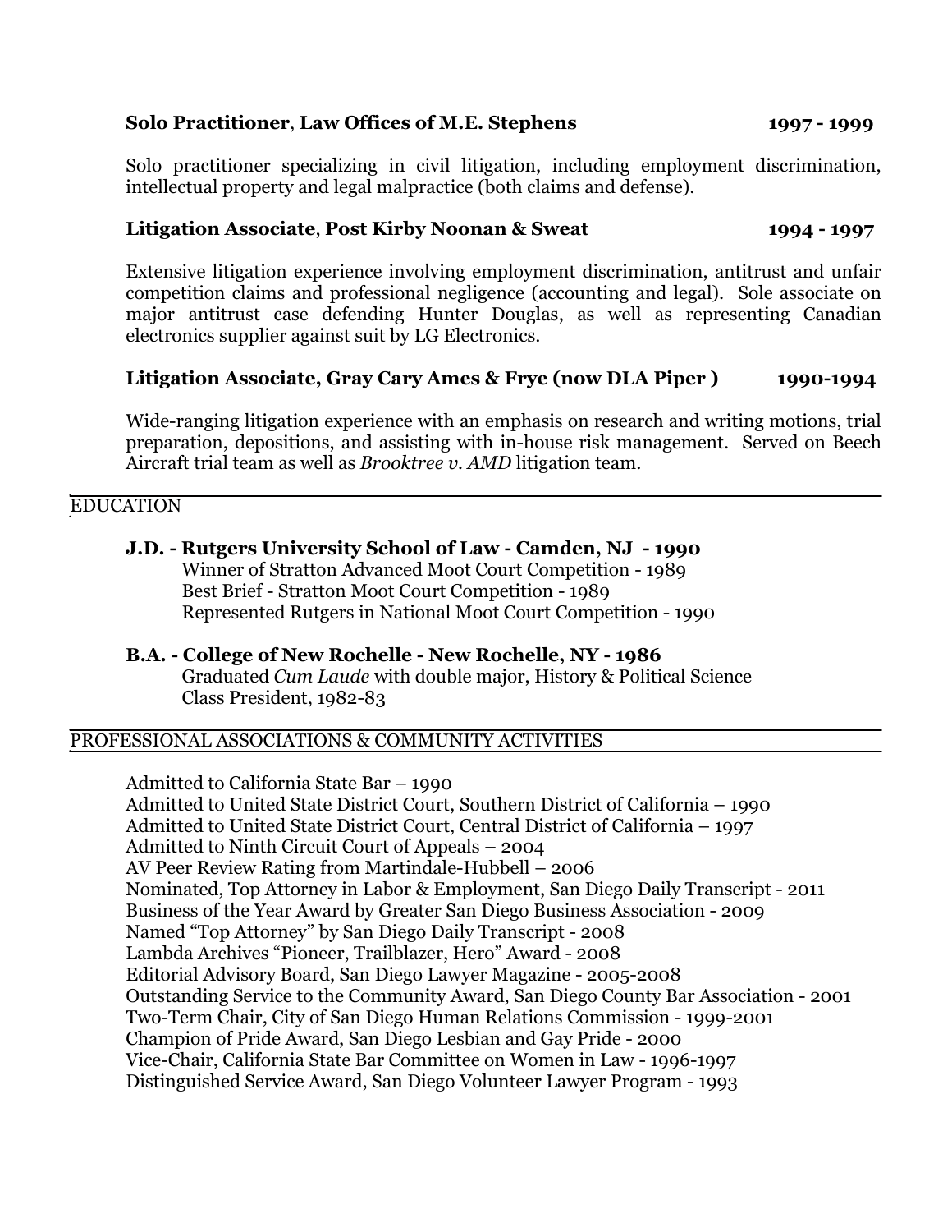**Solo Practitioner**, **Law Offices of M.E. Stephens** **1997 - 1999**

Solo practitioner specializing in civil litigation, including employment discrimination, intellectual property and legal malpractice (both claims and defense).

**Litigation Associate**, **Post Kirby Noonan & Sweat** **1994 - 1997**

Extensive litigation experience involving employment discrimination, antitrust and unfair competition claims and professional negligence (accounting and legal). Sole associate on major antitrust case defending Hunter Douglas, as well as representing Canadian electronics supplier against suit by LG Electronics.

**Litigation Associate, Gray Cary Ames & Frye (now DLA Piper )** **1990-1994**

Wide-ranging litigation experience with an emphasis on research and writing motions, trial preparation, depositions, and assisting with in-house risk management. Served on Beech Aircraft trial team as well as *Brooktree v. AMD* litigation team.

## EDUCATION

**J.D. - Rutgers University School of Law - Camden, NJ - 1990**
Winner of Stratton Advanced Moot Court Competition - 1989
Best Brief - Stratton Moot Court Competition - 1989
Represented Rutgers in National Moot Court Competition - 1990

**B.A. - College of New Rochelle - New Rochelle, NY - 1986**
Graduated *Cum Laude* with double major, History & Political Science
Class President, 1982-83

## PROFESSIONAL ASSOCIATIONS & COMMUNITY ACTIVITIES

Admitted to California State Bar – 1990
Admitted to United State District Court, Southern District of California – 1990
Admitted to United State District Court, Central District of California – 1997
Admitted to Ninth Circuit Court of Appeals – 2004
AV Peer Review Rating from Martindale-Hubbell – 2006
Nominated, Top Attorney in Labor & Employment, San Diego Daily Transcript - 2011
Business of the Year Award by Greater San Diego Business Association - 2009
Named "Top Attorney" by San Diego Daily Transcript - 2008
Lambda Archives "Pioneer, Trailblazer, Hero" Award - 2008
Editorial Advisory Board, San Diego Lawyer Magazine - 2005-2008
Outstanding Service to the Community Award, San Diego County Bar Association - 2001
Two-Term Chair, City of San Diego Human Relations Commission - 1999-2001
Champion of Pride Award, San Diego Lesbian and Gay Pride - 2000
Vice-Chair, California State Bar Committee on Women in Law - 1996-1997
Distinguished Service Award, San Diego Volunteer Lawyer Program - 1993